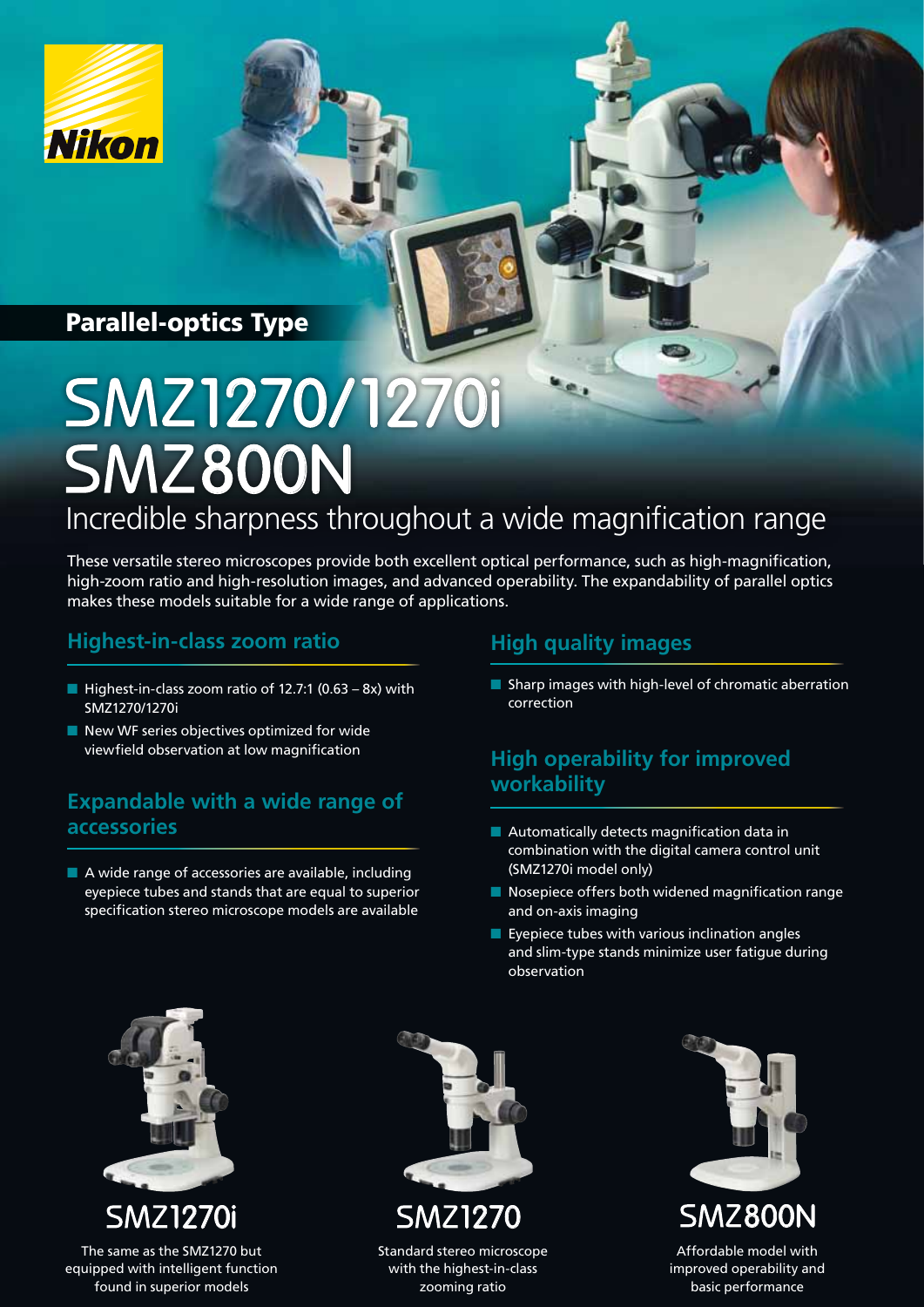Nikon

**Parallel-optics Type**

# SMZ1270/1270i SMZ800N

## Incredible sharpness throughout a wide magnification range

These versatile stereo microscopes provide both excellent optical performance, such as high-magnification, high-zoom ratio and high-resolution images, and advanced operability. The expandability of parallel optics makes these models suitable for a wide range of applications.

### Highest-in-class zoom ratio

- Highest-in-class zoom ratio of 12.7:1 (0.63 – 8x) with SMZ1270/1270i
- New WF series objectives optimized for wide viewfield observation at low magnification

### Expandable with a wide range of accessories

- A wide range of accessories are available, including eyepiece tubes and stands that are equal to superior specification stereo microscope models are available

### High quality images

- Sharp images with high-level of chromatic aberration correction

### High operability for improved workability

- Automatically detects magnification data in combination with the digital camera control unit (SMZ1270i model only)
- Nosepiece offers both widened magnification range and on-axis imaging
- Eyepiece tubes with various inclination angles and slim-type stands minimize user fatigue during observation

### SMZ1270i

The same as the SMZ1270 but equipped with intelligent function found in superior models

### SMZ1270

Standard stereo microscope with the highest-in-class zooming ratio

### SMZ800N

Affordable model with improved operability and basic performance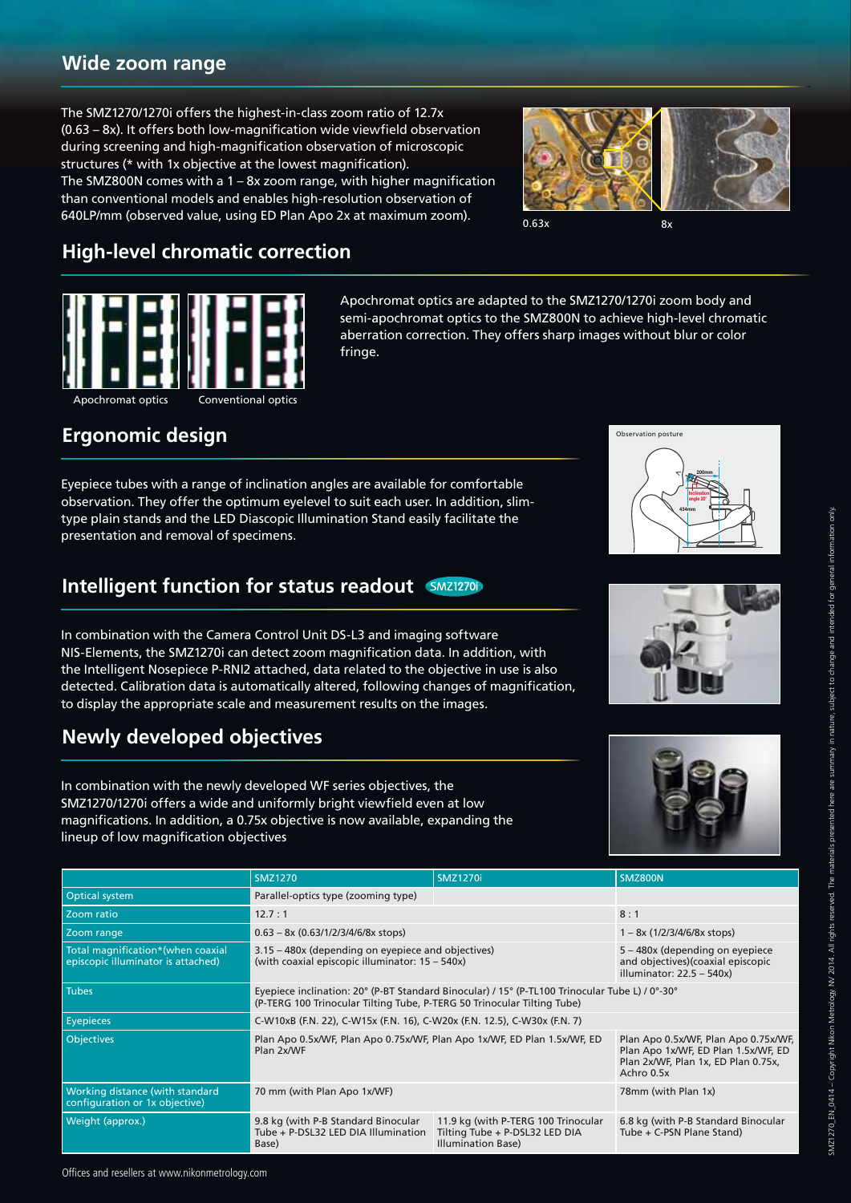## Wide zoom range

The SMZ1270/1270i offers the highest-in-class zoom ratio of 12.7x (0.63 – 8x). It offers both low-magnification wide viewfield observation during screening and high-magnification observation of microscopic structures (* with 1x objective at the lowest magnification).
The SMZ800N comes with a 1 – 8x zoom range, with higher magnification than conventional models and enables high-resolution observation of 640LP/mm (observed value, using ED Plan Apo 2x at maximum zoom).

0.63x   8x

## High-level chromatic correction

Apochromat optics   Conventional optics

Apochromat optics are adapted to the SMZ1270/1270i zoom body and semi-apochromat optics to the SMZ800N to achieve high-level chromatic aberration correction. They offers sharp images without blur or color fringe.

## Ergonomic design

Eyepiece tubes with a range of inclination angles are available for comfortable observation. They offer the optimum eyelevel to suit each user. In addition, slim-type plain stands and the LED Diascopic Illumination Stand easily facilitate the presentation and removal of specimens.

Observation posture

## Intelligent function for status readout SMZ1270i

In combination with the Camera Control Unit DS-L3 and imaging software NIS-Elements, the SMZ1270i can detect zoom magnification data. In addition, with the Intelligent Nosepiece P-RNI2 attached, data related to the objective in use is also detected. Calibration data is automatically altered, following changes of magnification, to display the appropriate scale and measurement results on the images.

## Newly developed objectives

In combination with the newly developed WF series objectives, the SMZ1270/1270i offers a wide and uniformly bright viewfield even at low magnifications. In addition, a 0.75x objective is now available, expanding the lineup of low magnification objectives

| | SMZ1270 | SMZ1270i | SMZ800N |
|---|---|---|---|
| Optical system | Parallel-optics type (zooming type) | | |
| Zoom ratio | 12.7 : 1 | | 8 : 1 |
| Zoom range | 0.63 – 8x (0.63/1/2/3/4/6/8x stops) | | 1 – 8x (1/2/3/4/6/8x stops) |
| Total magnification*(when coaxial episcopic illuminator is attached) | 3.15 – 480x (depending on eyepiece and objectives) (with coaxial episcopic illuminator: 15 – 540x) | | 5 – 480x (depending on eyepiece and objectives)(coaxial episcopic illuminator: 22.5 – 540x) |
| Tubes | Eyepiece inclination: 20° (P-BT Standard Binocular) / 15° (P-TL100 Trinocular Tube L) / 0°-30° (P-TERG 100 Trinocular Tilting Tube, P-TERG 50 Trinocular Tilting Tube) | | |
| Eyepieces | C-W10xB (F.N. 22), C-W15x (F.N. 16), C-W20x (F.N. 12.5), C-W30x (F.N. 7) | | |
| Objectives | Plan Apo 0.5x/WF, Plan Apo 0.75x/WF, Plan Apo 1x/WF, ED Plan 1.5x/WF, ED Plan 2x/WF | | Plan Apo 0.5x/WF, Plan Apo 0.75x/WF, Plan Apo 1x/WF, ED Plan 1.5x/WF, ED Plan 2x/WF, Plan 1x, ED Plan 0.75x, Achro 0.5x |
| Working distance (with standard configuration or 1x objective) | 70 mm (with Plan Apo 1x/WF) | | 78mm (with Plan 1x) |
| Weight (approx.) | 9.8 kg (with P-B Standard Binocular Tube + P-DSL32 LED DIA Illumination Base) | 11.9 kg (with P-TERG 100 Trinocular Tilting Tube + P-DSL32 LED DIA Illumination Base) | 6.8 kg (with P-B Standard Binocular Tube + C-PSN Plane Stand) |

Offices and resellers at www.nikonmetrology.com

SMZ1270_EN_0414 – Copyright Nikon Metrology NV 2014. All rights reserved. The materials presented here are summary in nature, subject to change and intended for general information only.